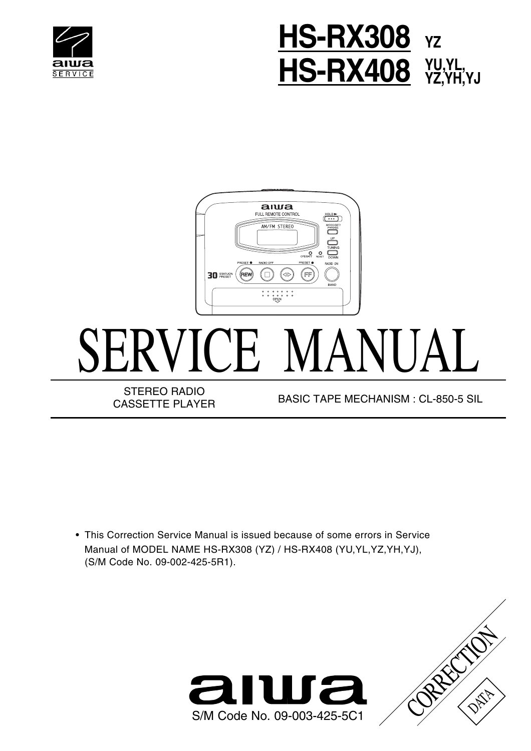# HS-RX308 YZ
# HS-RX408 YU,YL, YZ,YH,YJ

# SERVICE MANUAL

STEREO RADIO CASSETTE PLAYER

BASIC TAPE MECHANISM : CL-850-5 SIL

- This Correction Service Manual is issued because of some errors in Service Manual of MODEL NAME HS-RX308 (YZ) / HS-RX408 (YU,YL,YZ,YH,YJ), (S/M Code No. 09-002-425-5R1).

S/M Code No. 09-003-425-5C1

CORRECTION DATA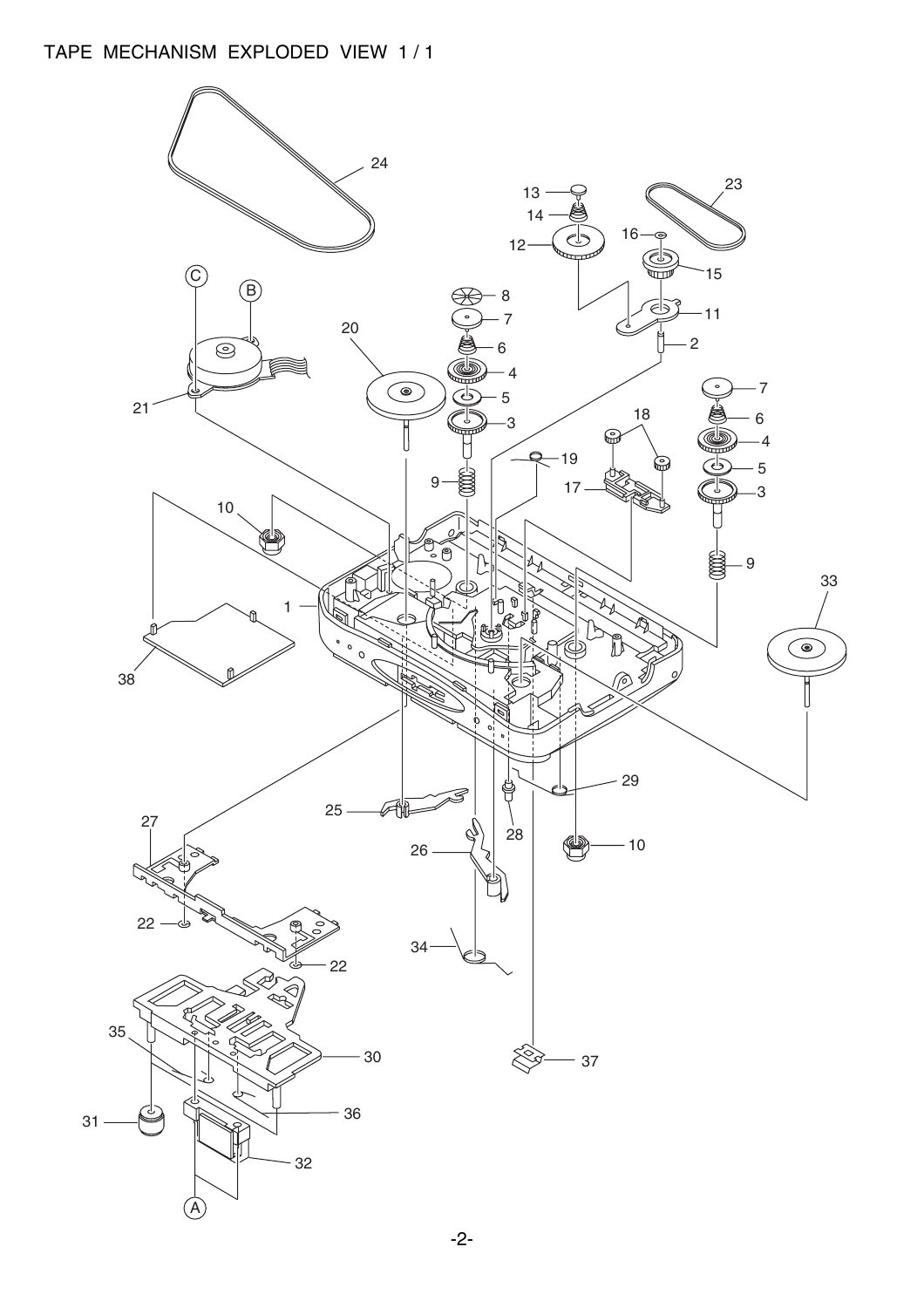# TAPE MECHANISM EXPLODED VIEW 1 / 1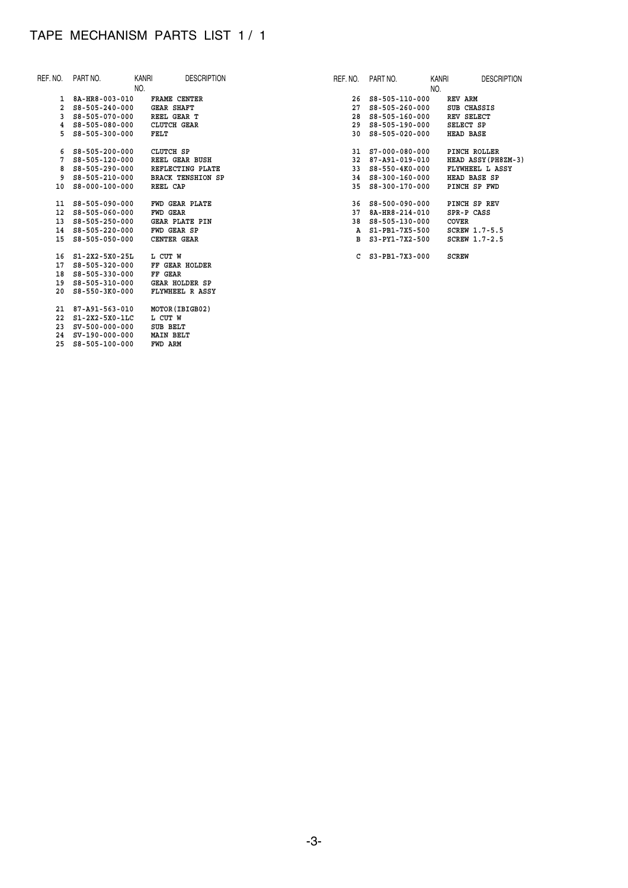# TAPE MECHANISM PARTS LIST 1 / 1

| REF. NO. | PART NO. | KANRI NO. | DESCRIPTION |
|---|---|---|---|
| 1 | 8A-HR8-003-010 | | FRAME CENTER |
| 2 | S8-505-240-000 | | GEAR SHAFT |
| 3 | S8-505-070-000 | | REEL GEAR T |
| 4 | S8-505-080-000 | | CLUTCH GEAR |
| 5 | S8-505-300-000 | | FELT |
| 6 | S8-505-200-000 | | CLUTCH SP |
| 7 | S8-505-120-000 | | REEL GEAR BUSH |
| 8 | S8-505-290-000 | | REFLECTING PLATE |
| 9 | S8-505-210-000 | | BRACK TENSHION SP |
| 10 | S8-000-100-000 | | REEL CAP |
| 11 | S8-505-090-000 | | FWD GEAR PLATE |
| 12 | S8-505-060-000 | | FWD GEAR |
| 13 | S8-505-250-000 | | GEAR PLATE PIN |
| 14 | S8-505-220-000 | | FWD GEAR SP |
| 15 | S8-505-050-000 | | CENTER GEAR |
| 16 | S1-2X2-5X0-25L | | L CUT W |
| 17 | S8-505-320-000 | | FF GEAR HOLDER |
| 18 | S8-505-330-000 | | FF GEAR |
| 19 | S8-505-310-000 | | GEAR HOLDER SP |
| 20 | S8-550-3K0-000 | | FLYWHEEL R ASSY |
| 21 | 87-A91-563-010 | | MOTOR(IBIGB02) |
| 22 | S1-2X2-5X0-1LC | | L CUT W |
| 23 | SV-500-000-000 | | SUB BELT |
| 24 | SV-190-000-000 | | MAIN BELT |
| 25 | S8-505-100-000 | | FWD ARM |
| 26 | S8-505-110-000 | | REV ARM |
| 27 | S8-505-260-000 | | SUB CHASSIS |
| 28 | S8-505-160-000 | | REV SELECT |
| 29 | S8-505-190-000 | | SELECT SP |
| 30 | S8-505-020-000 | | HEAD BASE |
| 31 | S7-000-080-000 | | PINCH ROLLER |
| 32 | 87-A91-019-010 | | HEAD ASSY(PH8ZM-3) |
| 33 | S8-550-4K0-000 | | FLYWHEEL L ASSY |
| 34 | S8-300-160-000 | | HEAD BASE SP |
| 35 | S8-300-170-000 | | PINCH SP FWD |
| 36 | S8-500-090-000 | | PINCH SP REV |
| 37 | 8A-HR8-214-010 | | SPR-P CASS |
| 38 | S8-505-130-000 | | COVER |
| A | S1-PB1-7X5-500 | | SCREW 1.7-5.5 |
| B | S3-PY1-7X2-500 | | SCREW 1.7-2.5 |
| C | S3-PB1-7X3-000 | | SCREW |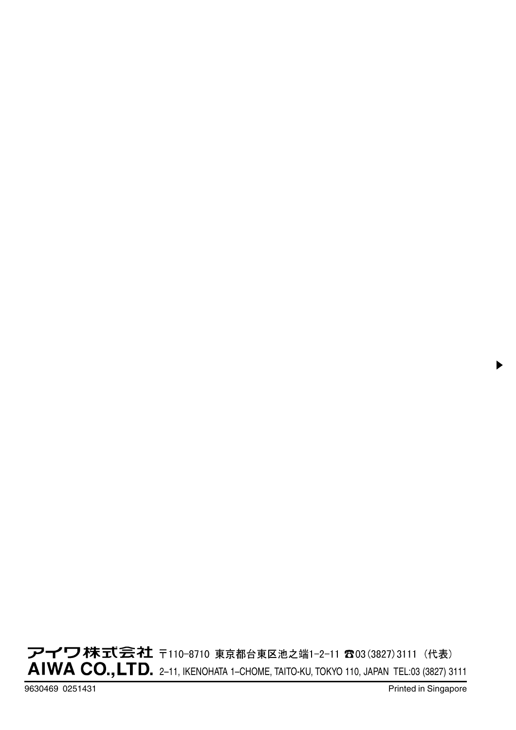**アイワ株式会社** 〒110-8710 東京都台東区池之端1-2-11 ☎03(3827)3111 (代表)

**AIWA CO.,LTD.** 2–11, IKENOHATA 1–CHOME, TAITO-KU, TOKYO 110, JAPAN TEL:03 (3827) 3111

9630469 0251431

Printed in Singapore